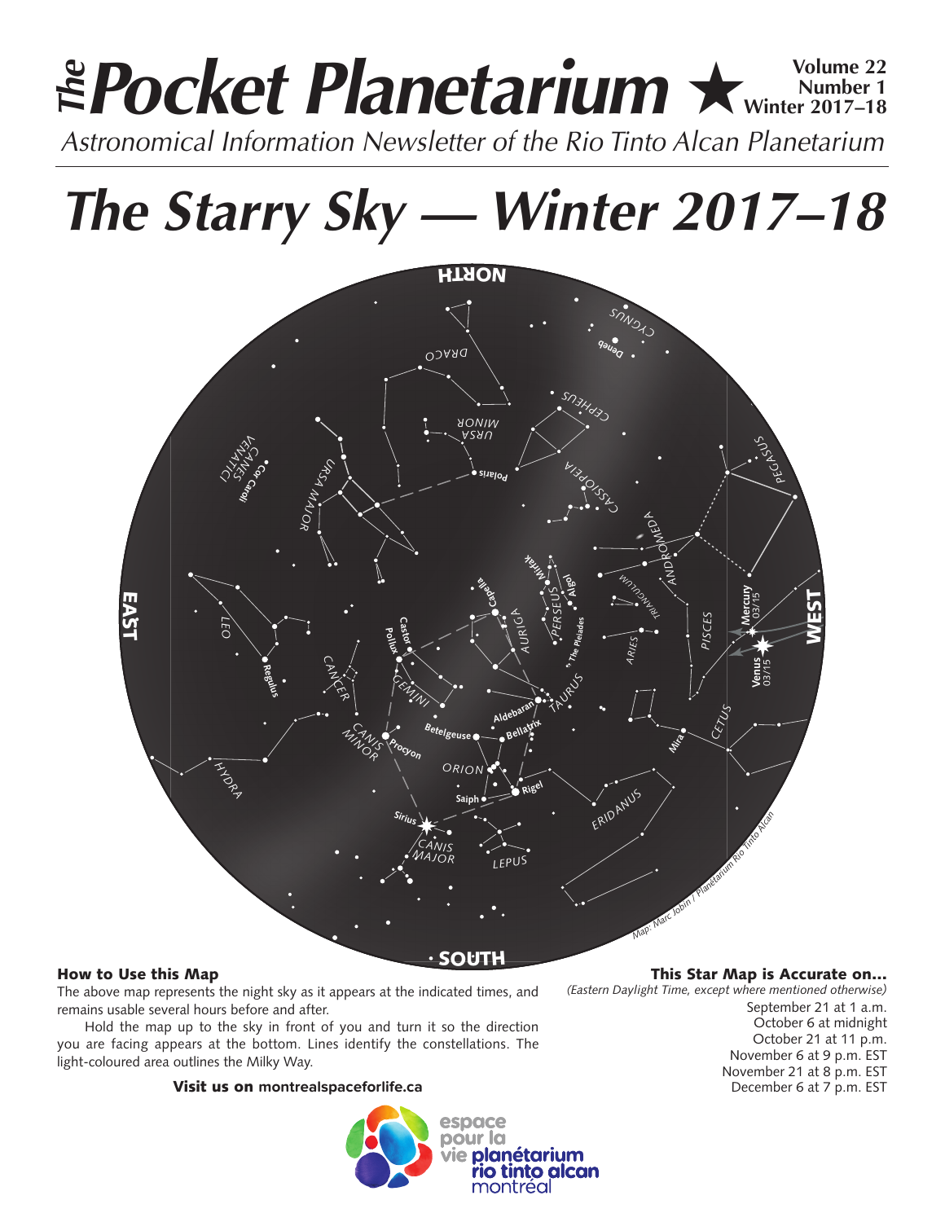# *The Pocket Planetarium* ★

**Volume 22**
**Number 1**
**Winter 2017–18**

*Astronomical Information Newsletter of the Rio Tinto Alcan Planetarium*

# *The Starry Sky — Winter 2017–18*

### How to Use this Map

The above map represents the night sky as it appears at the indicated times, and remains usable several hours before and after.

Hold the map up to the sky in front of you and turn it so the direction you are facing appears at the bottom. Lines identify the constellations. The light-coloured area outlines the Milky Way.

**Visit us on montrealspaceforlife.ca**

### This Star Map is Accurate on...

*(Eastern Daylight Time, except where mentioned otherwise)*

September 21 at 1 a.m.
October 6 at midnight
October 21 at 11 p.m.
November 6 at 9 p.m. EST
November 21 at 8 p.m. EST
December 6 at 7 p.m. EST

espace pour la vie planétarium rio tinto alcan montréal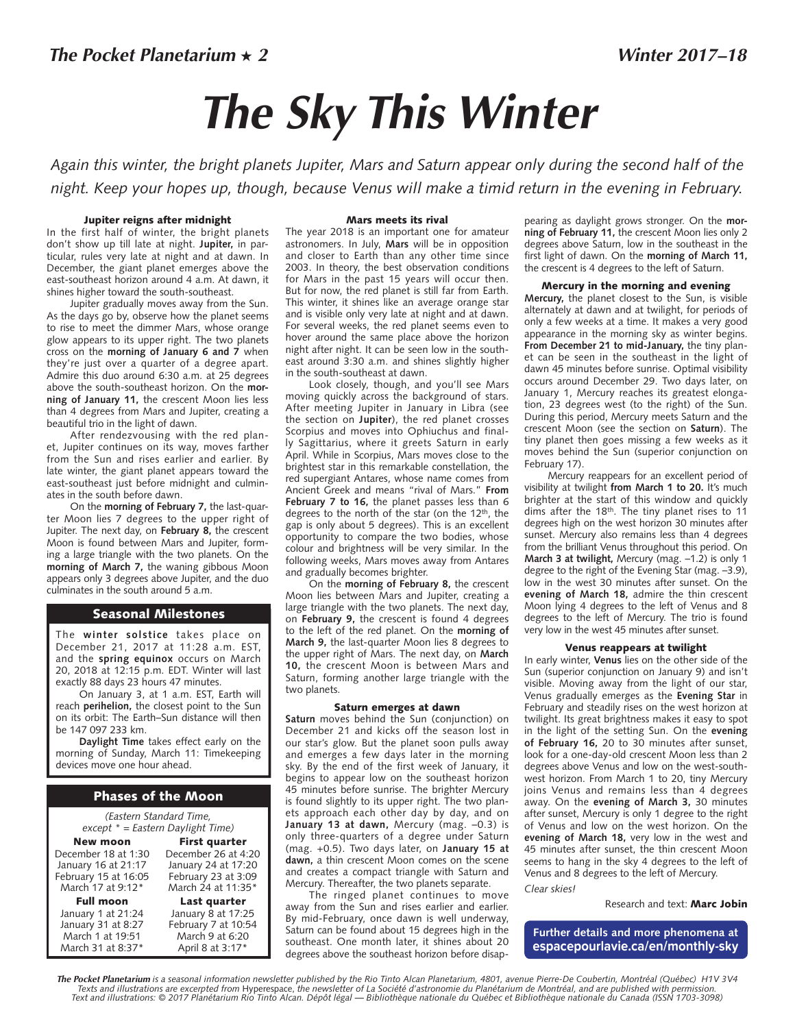# The Sky This Winter

*Again this winter, the bright planets Jupiter, Mars and Saturn appear only during the second half of the night. Keep your hopes up, though, because Venus will make a timid return in the evening in February.*

### Jupiter reigns after midnight

In the first half of winter, the bright planets don't show up till late at night. **Jupiter,** in particular, rules very late at night and at dawn. In December, the giant planet emerges above the east-southeast horizon around 4 a.m. At dawn, it shines higher toward the south-southeast.

Jupiter gradually moves away from the Sun. As the days go by, observe how the planet seems to rise to meet the dimmer Mars, whose orange glow appears to its upper right. The two planets cross on the **morning of January 6 and 7** when they're just over a quarter of a degree apart. Admire this duo around 6:30 a.m. at 25 degrees above the south-southeast horizon. On the **morning of January 11,** the crescent Moon lies less than 4 degrees from Mars and Jupiter, creating a beautiful trio in the light of dawn.

After rendezvousing with the red planet, Jupiter continues on its way, moves farther from the Sun and rises earlier and earlier. By late winter, the giant planet appears toward the east-southeast just before midnight and culminates in the south before dawn.

On the **morning of February 7,** the last-quarter Moon lies 7 degrees to the upper right of Jupiter. The next day, on **February 8,** the crescent Moon is found between Mars and Jupiter, forming a large triangle with the two planets. On the **morning of March 7,** the waning gibbous Moon appears only 3 degrees above Jupiter, and the duo culminates in the south around 5 a.m.

## Seasonal Milestones

The **winter solstice** takes place on December 21, 2017 at 11:28 a.m. EST, and the **spring equinox** occurs on March 20, 2018 at 12:15 p.m. EDT. Winter will last exactly 88 days 23 hours 47 minutes.

On January 3, at 1 a.m. EST, Earth will reach **perihelion,** the closest point to the Sun on its orbit: The Earth–Sun distance will then be 147 097 233 km.

**Daylight Time** takes effect early on the morning of Sunday, March 11: Timekeeping devices move one hour ahead.

## Phases of the Moon

*(Eastern Standard Time, except * = Eastern Daylight Time)*

| New moon | First quarter |
|---|---|
| December 18 at 1:30 | December 26 at 4:20 |
| January 16 at 21:17 | January 24 at 17:20 |
| February 15 at 16:05 | February 23 at 3:09 |
| March 17 at 9:12* | March 24 at 11:35* |
| **Full moon** | **Last quarter** |
| January 1 at 21:24 | January 8 at 17:25 |
| January 31 at 8:27 | February 7 at 10:54 |
| March 1 at 19:51 | March 9 at 6:20 |
| March 31 at 8:37* | April 8 at 3:17* |

### Mars meets its rival

The year 2018 is an important one for amateur astronomers. In July, **Mars** will be in opposition and closer to Earth than any other time since 2003. In theory, the best observation conditions for Mars in the past 15 years will occur then. But for now, the red planet is still far from Earth. This winter, it shines like an average orange star and is visible only very late at night and at dawn. For several weeks, the red planet seems even to hover around the same place above the horizon night after night. It can be seen low in the south-east around 3:30 a.m. and shines slightly higher in the south-southeast at dawn.

Look closely, though, and you'll see Mars moving quickly across the background of stars. After meeting Jupiter in January in Libra (see the section on **Jupiter**), the red planet crosses Scorpius and moves into Ophiuchus and finally Sagittarius, where it greets Saturn in early April. While in Scorpius, Mars moves close to the brightest star in this remarkable constellation, the red supergiant Antares, whose name comes from Ancient Greek and means "rival of Mars." **From February 7 to 16,** the planet passes less than 6 degrees to the north of the star (on the 12th, the gap is only about 5 degrees). This is an excellent opportunity to compare the two bodies, whose colour and brightness will be very similar. In the following weeks, Mars moves away from Antares and gradually becomes brighter.

On the **morning of February 8,** the crescent Moon lies between Mars and Jupiter, creating a large triangle with the two planets. The next day, on **February 9,** the crescent is found 4 degrees to the left of the red planet. On the **morning of March 9,** the last-quarter Moon lies 8 degrees to the upper right of Mars. The next day, on **March 10,** the crescent Moon is between Mars and Saturn, forming another large triangle with the two planets.

### Saturn emerges at dawn

**Saturn** moves behind the Sun (conjunction) on December 21 and kicks off the season lost in our star's glow. But the planet soon pulls away and emerges a few days later in the morning sky. By the end of the first week of January, it begins to appear low on the southeast horizon 45 minutes before sunrise. The brighter Mercury is found slightly to its upper right. The two planets approach each other day by day, and on **January 13 at dawn,** Mercury (mag. –0.3) is only three-quarters of a degree under Saturn (mag. +0.5). Two days later, on **January 15 at dawn,** a thin crescent Moon comes on the scene and creates a compact triangle with Saturn and Mercury. Thereafter, the two planets separate.

The ringed planet continues to move away from the Sun and rises earlier and earlier. By mid-February, once dawn is well underway, Saturn can be found about 15 degrees high in the southeast. One month later, it shines about 20 degrees above the southeast horizon before disappearing as daylight grows stronger. On the **morning of February 11,** the crescent Moon lies only 2 degrees above Saturn, low in the southeast in the first light of dawn. On the **morning of March 11,** the crescent is 4 degrees to the left of Saturn.

### Mercury in the morning and evening

**Mercury,** the planet closest to the Sun, is visible alternately at dawn and at twilight, for periods of only a few weeks at a time. It makes a very good appearance in the morning sky as winter begins. **From December 21 to mid-January,** the tiny planet can be seen in the southeast in the light of dawn 45 minutes before sunrise. Optimal visibility occurs around December 29. Two days later, on January 1, Mercury reaches its greatest elongation, 23 degrees west (to the right) of the Sun. During this period, Mercury meets Saturn and the crescent Moon (see the section on **Saturn**). The tiny planet then goes missing a few weeks as it moves behind the Sun (superior conjunction on February 17).

Mercury reappears for an excellent period of visibility at twilight **from March 1 to 20.** It's much brighter at the start of this window and quickly dims after the 18th. The tiny planet rises to 11 degrees high on the west horizon 30 minutes after sunset. Mercury also remains less than 4 degrees from the brilliant Venus throughout this period. On **March 3 at twilight,** Mercury (mag. –1.2) is only 1 degree to the right of the Evening Star (mag. –3.9), low in the west 30 minutes after sunset. On the **evening of March 18,** admire the thin crescent Moon lying 4 degrees to the left of Venus and 8 degrees to the left of Mercury. The trio is found very low in the west 45 minutes after sunset.

### Venus reappears at twilight

In early winter, **Venus** lies on the other side of the Sun (superior conjunction on January 9) and isn't visible. Moving away from the light of our star, Venus gradually emerges as the **Evening Star** in February and steadily rises on the west horizon at twilight. Its great brightness makes it easy to spot in the light of the setting Sun. On the **evening of February 16,** 20 to 30 minutes after sunset, look for a one-day-old crescent Moon less than 2 degrees above Venus and low on the west-southwest horizon. From March 1 to 20, tiny Mercury joins Venus and remains less than 4 degrees away. On the **evening of March 3,** 30 minutes after sunset, Mercury is only 1 degree to the right of Venus and low on the west horizon. On the **evening of March 18,** very low in the west and 45 minutes after sunset, the thin crescent Moon seems to hang in the sky 4 degrees to the left of Venus and 8 degrees to the left of Mercury.

*Clear skies!*

Research and text: **Marc Jobin**

**Further details and more phenomena at espacepourlavie.ca/en/monthly-sky**

*The Pocket Planetarium is a seasonal information newsletter published by the Rio Tinto Alcan Planetarium, 4801, avenue Pierre-De Coubertin, Montréal (Québec) H1V 3V4
Texts and illustrations are excerpted from Hyperespace, the newsletter of La Société d'astronomie du Planétarium de Montréal, and are published with permission.
Text and illustrations: © 2017 Planétarium Rio Tinto Alcan. Dépôt légal — Bibliothèque nationale du Québec et Bibliothèque nationale du Canada (ISSN 1703-3098)*